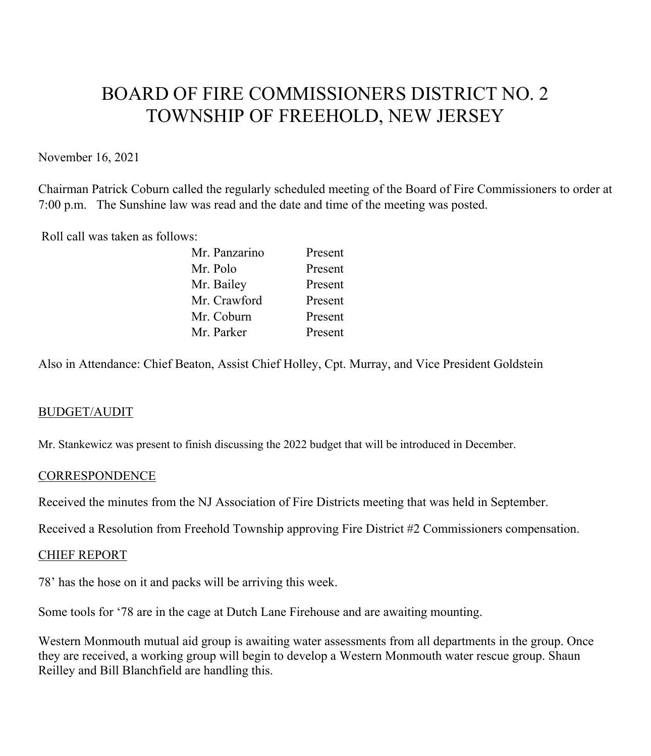# BOARD OF FIRE COMMISSIONERS DISTRICT NO. 2
# TOWNSHIP OF FREEHOLD, NEW JERSEY

November 16, 2021

Chairman Patrick Coburn called the regularly scheduled meeting of the Board of Fire Commissioners to order at 7:00 p.m. The Sunshine law was read and the date and time of the meeting was posted.

Roll call was taken as follows:

| | |
|---|---|
| Mr. Panzarino | Present |
| Mr. Polo | Present |
| Mr. Bailey | Present |
| Mr. Crawford | Present |
| Mr. Coburn | Present |
| Mr. Parker | Present |

Also in Attendance: Chief Beaton, Assist Chief Holley, Cpt. Murray, and Vice President Goldstein

## BUDGET/AUDIT

Mr. Stankewicz was present to finish discussing the 2022 budget that will be introduced in December.

## CORRESPONDENCE

Received the minutes from the NJ Association of Fire Districts meeting that was held in September.

Received a Resolution from Freehold Township approving Fire District #2 Commissioners compensation.

## CHIEF REPORT

78' has the hose on it and packs will be arriving this week.

Some tools for '78 are in the cage at Dutch Lane Firehouse and are awaiting mounting.

Western Monmouth mutual aid group is awaiting water assessments from all departments in the group. Once they are received, a working group will begin to develop a Western Monmouth water rescue group. Shaun Reilley and Bill Blanchfield are handling this.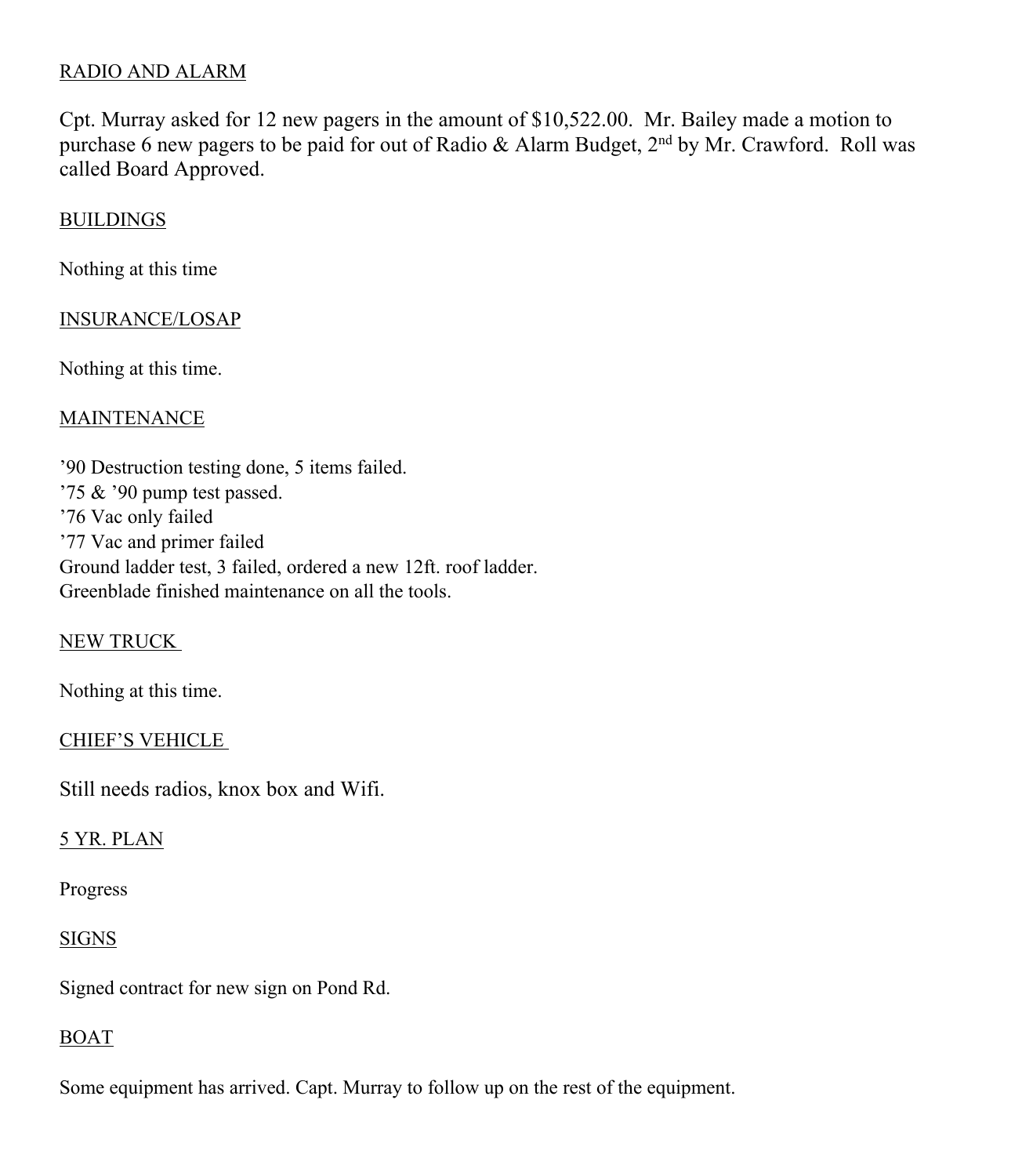RADIO AND ALARM

Cpt. Murray asked for 12 new pagers in the amount of $10,522.00. Mr. Bailey made a motion to purchase 6 new pagers to be paid for out of Radio & Alarm Budget, 2nd by Mr. Crawford. Roll was called Board Approved.

BUILDINGS

Nothing at this time

INSURANCE/LOSAP

Nothing at this time.

MAINTENANCE

’90 Destruction testing done, 5 items failed.
’75 & ’90 pump test passed.
’76 Vac only failed
’77 Vac and primer failed
Ground ladder test, 3 failed, ordered a new 12ft. roof ladder.
Greenblade finished maintenance on all the tools.

NEW TRUCK

Nothing at this time.

CHIEF’S VEHICLE

Still needs radios, knox box and Wifi.

5 YR. PLAN

Progress

SIGNS

Signed contract for new sign on Pond Rd.

BOAT

Some equipment has arrived. Capt. Murray to follow up on the rest of the equipment.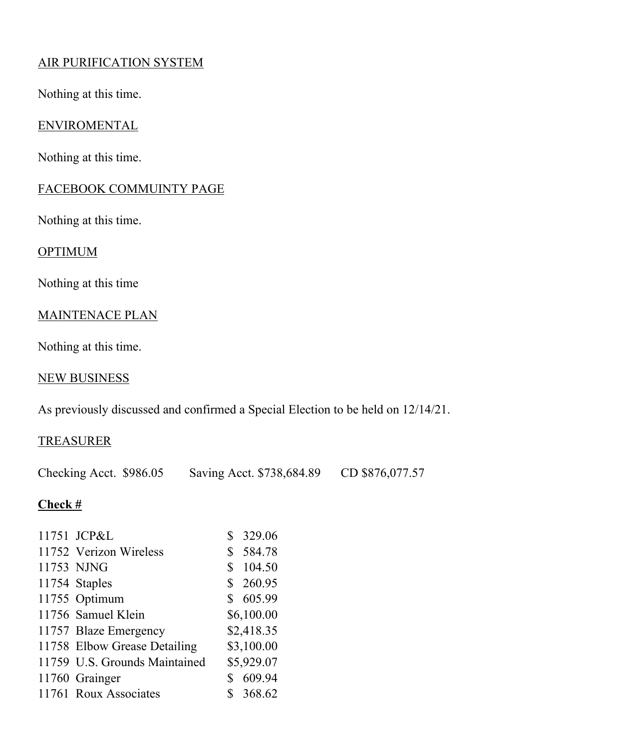AIR PURIFICATION SYSTEM

Nothing at this time.

ENVIROMENTAL

Nothing at this time.

FACEBOOK COMMUINTY PAGE

Nothing at this time.

OPTIMUM

Nothing at this time

MAINTENACE PLAN

Nothing at this time.

NEW BUSINESS

As previously discussed and confirmed a Special Election to be held on 12/14/21.

TREASURER

Checking Acct. $986.05 Saving Acct. $738,684.89 CD $876,077.57

**Check #**

| | | |
|---|---|---|
| 11751 | JCP&L | $ 329.06 |
| 11752 | Verizon Wireless | $ 584.78 |
| 11753 | NJNG | $ 104.50 |
| 11754 | Staples | $ 260.95 |
| 11755 | Optimum | $ 605.99 |
| 11756 | Samuel Klein | $6,100.00 |
| 11757 | Blaze Emergency | $2,418.35 |
| 11758 | Elbow Grease Detailing | $3,100.00 |
| 11759 | U.S. Grounds Maintained | $5,929.07 |
| 11760 | Grainger | $ 609.94 |
| 11761 | Roux Associates | $ 368.62 |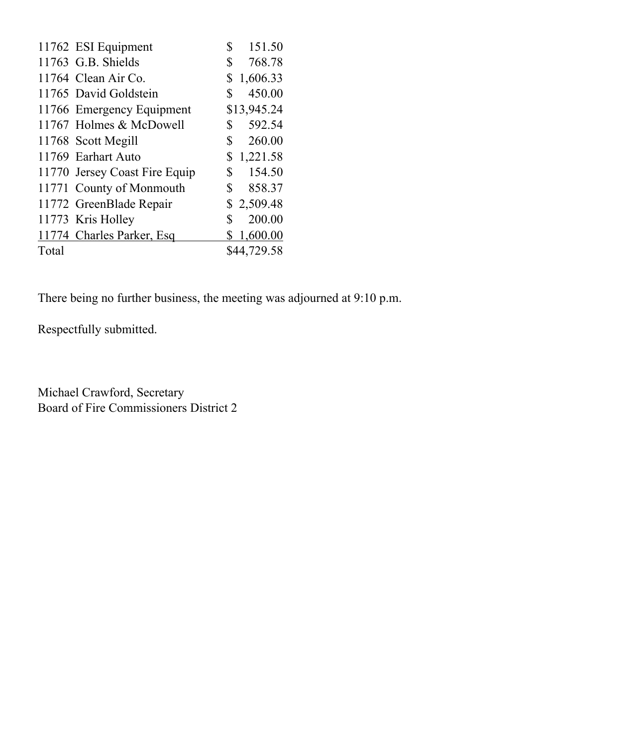| | | |
|---|---|---|
| 11762 | ESI Equipment | $ 151.50 |
| 11763 | G.B. Shields | $ 768.78 |
| 11764 | Clean Air Co. | $ 1,606.33 |
| 11765 | David Goldstein | $ 450.00 |
| 11766 | Emergency Equipment | $13,945.24 |
| 11767 | Holmes & McDowell | $ 592.54 |
| 11768 | Scott Megill | $ 260.00 |
| 11769 | Earhart Auto | $ 1,221.58 |
| 11770 | Jersey Coast Fire Equip | $ 154.50 |
| 11771 | County of Monmouth | $ 858.37 |
| 11772 | GreenBlade Repair | $ 2,509.48 |
| 11773 | Kris Holley | $ 200.00 |
| 11774 | Charles Parker, Esq | $ 1,600.00 |
| Total | | $44,729.58 |

There being no further business, the meeting was adjourned at 9:10 p.m.

Respectfully submitted.

Michael Crawford, Secretary
Board of Fire Commissioners District 2